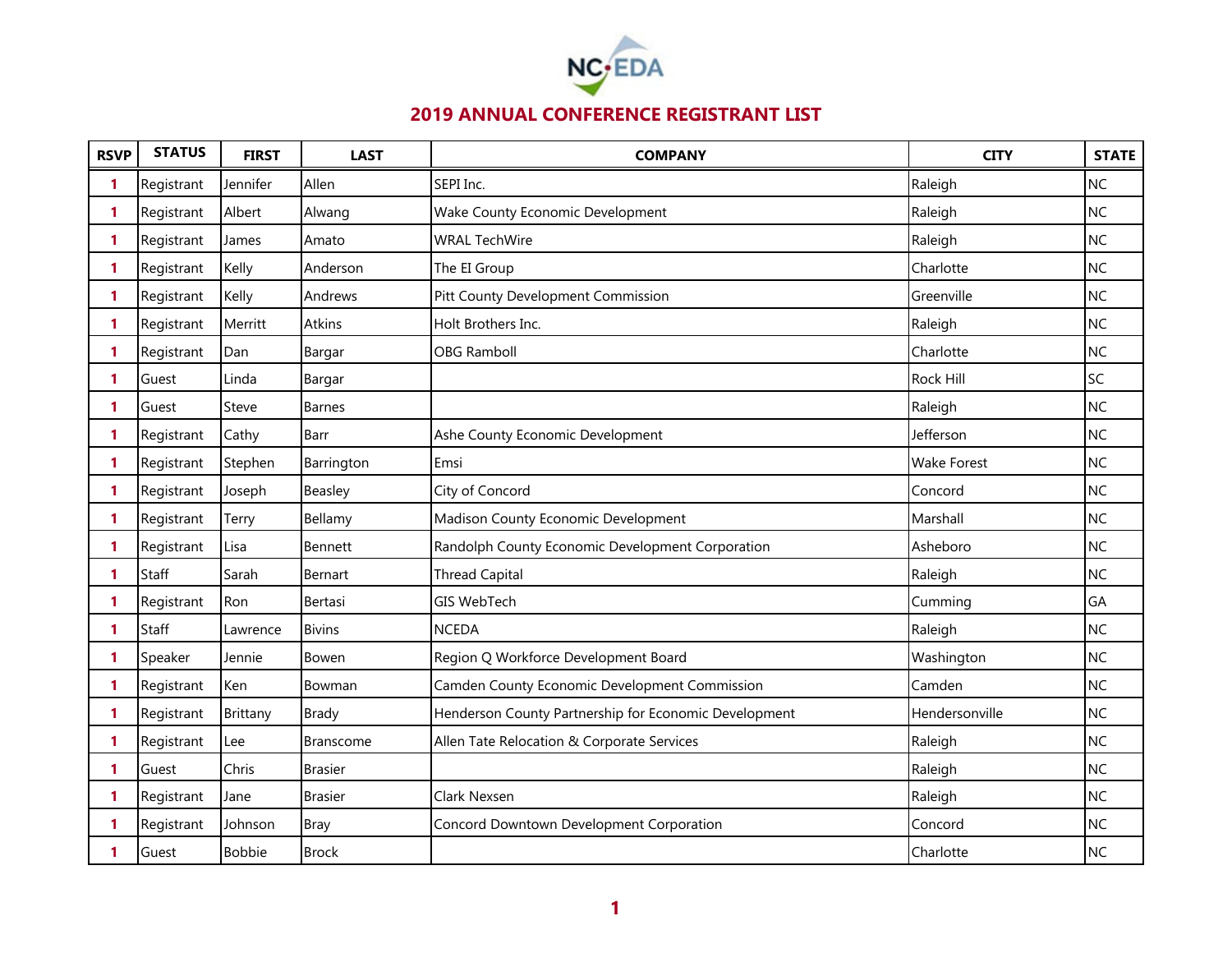# 2019 ANNUAL CONFERENCE REGISTRANT LIST

| RSVP | STATUS | FIRST | LAST | COMPANY | CITY | STATE |
|---|---|---|---|---|---|---|
| 1 | Registrant | Jennifer | Allen | SEPI Inc. | Raleigh | NC |
| 1 | Registrant | Albert | Alwang | Wake County Economic Development | Raleigh | NC |
| 1 | Registrant | James | Amato | WRAL TechWire | Raleigh | NC |
| 1 | Registrant | Kelly | Anderson | The EI Group | Charlotte | NC |
| 1 | Registrant | Kelly | Andrews | Pitt County Development Commission | Greenville | NC |
| 1 | Registrant | Merritt | Atkins | Holt Brothers Inc. | Raleigh | NC |
| 1 | Registrant | Dan | Bargar | OBG Ramboll | Charlotte | NC |
| 1 | Guest | Linda | Bargar | | Rock Hill | SC |
| 1 | Guest | Steve | Barnes | | Raleigh | NC |
| 1 | Registrant | Cathy | Barr | Ashe County Economic Development | Jefferson | NC |
| 1 | Registrant | Stephen | Barrington | Emsi | Wake Forest | NC |
| 1 | Registrant | Joseph | Beasley | City of Concord | Concord | NC |
| 1 | Registrant | Terry | Bellamy | Madison County Economic Development | Marshall | NC |
| 1 | Registrant | Lisa | Bennett | Randolph County Economic Development Corporation | Asheboro | NC |
| 1 | Staff | Sarah | Bernart | Thread Capital | Raleigh | NC |
| 1 | Registrant | Ron | Bertasi | GIS WebTech | Cumming | GA |
| 1 | Staff | Lawrence | Bivins | NCEDA | Raleigh | NC |
| 1 | Speaker | Jennie | Bowen | Region Q Workforce Development Board | Washington | NC |
| 1 | Registrant | Ken | Bowman | Camden County Economic Development Commission | Camden | NC |
| 1 | Registrant | Brittany | Brady | Henderson County Partnership for Economic Development | Hendersonville | NC |
| 1 | Registrant | Lee | Branscome | Allen Tate Relocation & Corporate Services | Raleigh | NC |
| 1 | Guest | Chris | Brasier | | Raleigh | NC |
| 1 | Registrant | Jane | Brasier | Clark Nexsen | Raleigh | NC |
| 1 | Registrant | Johnson | Bray | Concord Downtown Development Corporation | Concord | NC |
| 1 | Guest | Bobbie | Brock | | Charlotte | NC |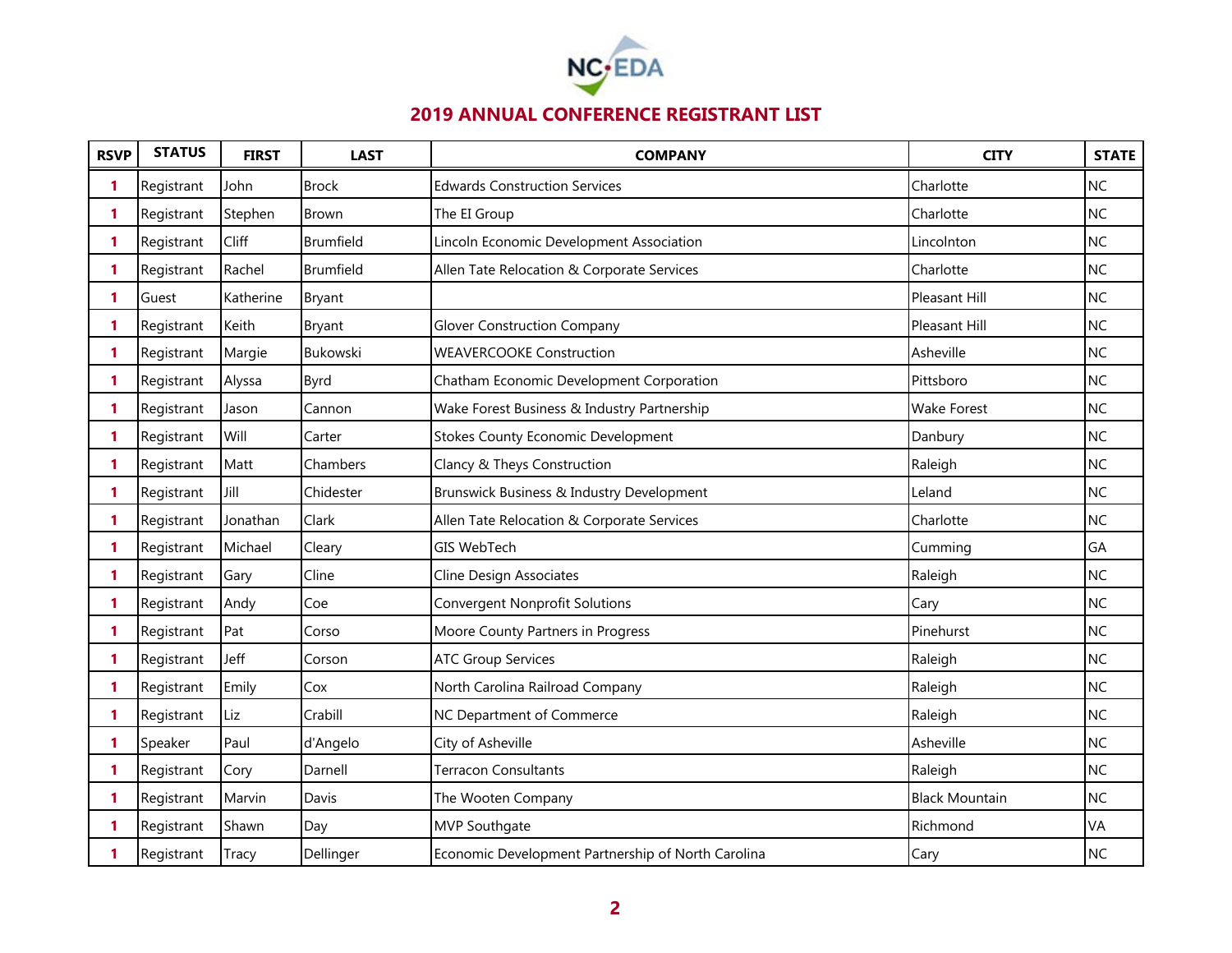## 2019 ANNUAL CONFERENCE REGISTRANT LIST

| RSVP | STATUS | FIRST | LAST | COMPANY | CITY | STATE |
|---|---|---|---|---|---|---|
| 1 | Registrant | John | Brock | Edwards Construction Services | Charlotte | NC |
| 1 | Registrant | Stephen | Brown | The EI Group | Charlotte | NC |
| 1 | Registrant | Cliff | Brumfield | Lincoln Economic Development Association | Lincolnton | NC |
| 1 | Registrant | Rachel | Brumfield | Allen Tate Relocation & Corporate Services | Charlotte | NC |
| 1 | Guest | Katherine | Bryant | | Pleasant Hill | NC |
| 1 | Registrant | Keith | Bryant | Glover Construction Company | Pleasant Hill | NC |
| 1 | Registrant | Margie | Bukowski | WEAVERCOOKE Construction | Asheville | NC |
| 1 | Registrant | Alyssa | Byrd | Chatham Economic Development Corporation | Pittsboro | NC |
| 1 | Registrant | Jason | Cannon | Wake Forest Business & Industry Partnership | Wake Forest | NC |
| 1 | Registrant | Will | Carter | Stokes County Economic Development | Danbury | NC |
| 1 | Registrant | Matt | Chambers | Clancy & Theys Construction | Raleigh | NC |
| 1 | Registrant | Jill | Chidester | Brunswick Business & Industry Development | Leland | NC |
| 1 | Registrant | Jonathan | Clark | Allen Tate Relocation & Corporate Services | Charlotte | NC |
| 1 | Registrant | Michael | Cleary | GIS WebTech | Cumming | GA |
| 1 | Registrant | Gary | Cline | Cline Design Associates | Raleigh | NC |
| 1 | Registrant | Andy | Coe | Convergent Nonprofit Solutions | Cary | NC |
| 1 | Registrant | Pat | Corso | Moore County Partners in Progress | Pinehurst | NC |
| 1 | Registrant | Jeff | Corson | ATC Group Services | Raleigh | NC |
| 1 | Registrant | Emily | Cox | North Carolina Railroad Company | Raleigh | NC |
| 1 | Registrant | Liz | Crabill | NC Department of Commerce | Raleigh | NC |
| 1 | Speaker | Paul | d'Angelo | City of Asheville | Asheville | NC |
| 1 | Registrant | Cory | Darnell | Terracon Consultants | Raleigh | NC |
| 1 | Registrant | Marvin | Davis | The Wooten Company | Black Mountain | NC |
| 1 | Registrant | Shawn | Day | MVP Southgate | Richmond | VA |
| 1 | Registrant | Tracy | Dellinger | Economic Development Partnership of North Carolina | Cary | NC |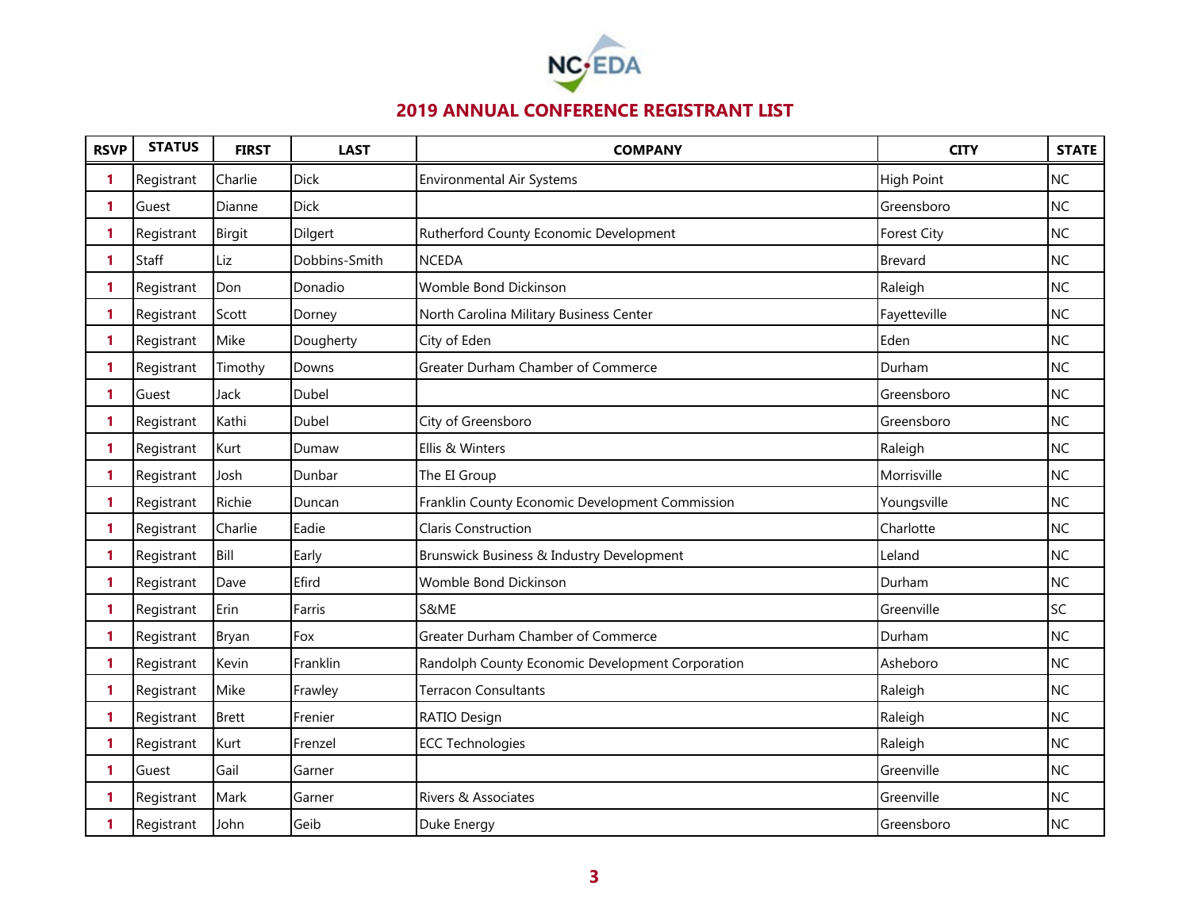## 2019 ANNUAL CONFERENCE REGISTRANT LIST

| RSVP | STATUS | FIRST | LAST | COMPANY | CITY | STATE |
|---|---|---|---|---|---|---|
| 1 | Registrant | Charlie | Dick | Environmental Air Systems | High Point | NC |
| 1 | Guest | Dianne | Dick | | Greensboro | NC |
| 1 | Registrant | Birgit | Dilgert | Rutherford County Economic Development | Forest City | NC |
| 1 | Staff | Liz | Dobbins-Smith | NCEDA | Brevard | NC |
| 1 | Registrant | Don | Donadio | Womble Bond Dickinson | Raleigh | NC |
| 1 | Registrant | Scott | Dorney | North Carolina Military Business Center | Fayetteville | NC |
| 1 | Registrant | Mike | Dougherty | City of Eden | Eden | NC |
| 1 | Registrant | Timothy | Downs | Greater Durham Chamber of Commerce | Durham | NC |
| 1 | Guest | Jack | Dubel | | Greensboro | NC |
| 1 | Registrant | Kathi | Dubel | City of Greensboro | Greensboro | NC |
| 1 | Registrant | Kurt | Dumaw | Ellis & Winters | Raleigh | NC |
| 1 | Registrant | Josh | Dunbar | The EI Group | Morrisville | NC |
| 1 | Registrant | Richie | Duncan | Franklin County Economic Development Commission | Youngsville | NC |
| 1 | Registrant | Charlie | Eadie | Claris Construction | Charlotte | NC |
| 1 | Registrant | Bill | Early | Brunswick Business & Industry Development | Leland | NC |
| 1 | Registrant | Dave | Efird | Womble Bond Dickinson | Durham | NC |
| 1 | Registrant | Erin | Farris | S&ME | Greenville | SC |
| 1 | Registrant | Bryan | Fox | Greater Durham Chamber of Commerce | Durham | NC |
| 1 | Registrant | Kevin | Franklin | Randolph County Economic Development Corporation | Asheboro | NC |
| 1 | Registrant | Mike | Frawley | Terracon Consultants | Raleigh | NC |
| 1 | Registrant | Brett | Frenier | RATIO Design | Raleigh | NC |
| 1 | Registrant | Kurt | Frenzel | ECC Technologies | Raleigh | NC |
| 1 | Guest | Gail | Garner | | Greenville | NC |
| 1 | Registrant | Mark | Garner | Rivers & Associates | Greenville | NC |
| 1 | Registrant | John | Geib | Duke Energy | Greensboro | NC |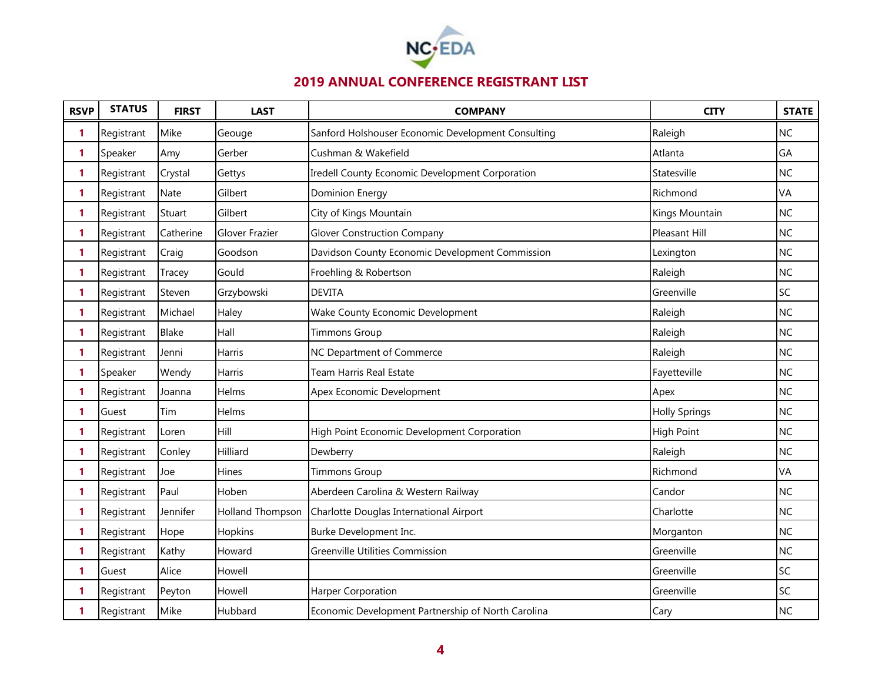NC•EDA

## 2019 ANNUAL CONFERENCE REGISTRANT LIST

| RSVP | STATUS | FIRST | LAST | COMPANY | CITY | STATE |
|---|---|---|---|---|---|---|
| 1 | Registrant | Mike | Geouge | Sanford Holshouser Economic Development Consulting | Raleigh | NC |
| 1 | Speaker | Amy | Gerber | Cushman & Wakefield | Atlanta | GA |
| 1 | Registrant | Crystal | Gettys | Iredell County Economic Development Corporation | Statesville | NC |
| 1 | Registrant | Nate | Gilbert | Dominion Energy | Richmond | VA |
| 1 | Registrant | Stuart | Gilbert | City of Kings Mountain | Kings Mountain | NC |
| 1 | Registrant | Catherine | Glover Frazier | Glover Construction Company | Pleasant Hill | NC |
| 1 | Registrant | Craig | Goodson | Davidson County Economic Development Commission | Lexington | NC |
| 1 | Registrant | Tracey | Gould | Froehling & Robertson | Raleigh | NC |
| 1 | Registrant | Steven | Grzybowski | DEVITA | Greenville | SC |
| 1 | Registrant | Michael | Haley | Wake County Economic Development | Raleigh | NC |
| 1 | Registrant | Blake | Hall | Timmons Group | Raleigh | NC |
| 1 | Registrant | Jenni | Harris | NC Department of Commerce | Raleigh | NC |
| 1 | Speaker | Wendy | Harris | Team Harris Real Estate | Fayetteville | NC |
| 1 | Registrant | Joanna | Helms | Apex Economic Development | Apex | NC |
| 1 | Guest | Tim | Helms | | Holly Springs | NC |
| 1 | Registrant | Loren | Hill | High Point Economic Development Corporation | High Point | NC |
| 1 | Registrant | Conley | Hilliard | Dewberry | Raleigh | NC |
| 1 | Registrant | Joe | Hines | Timmons Group | Richmond | VA |
| 1 | Registrant | Paul | Hoben | Aberdeen Carolina & Western Railway | Candor | NC |
| 1 | Registrant | Jennifer | Holland Thompson | Charlotte Douglas International Airport | Charlotte | NC |
| 1 | Registrant | Hope | Hopkins | Burke Development Inc. | Morganton | NC |
| 1 | Registrant | Kathy | Howard | Greenville Utilities Commission | Greenville | NC |
| 1 | Guest | Alice | Howell | | Greenville | SC |
| 1 | Registrant | Peyton | Howell | Harper Corporation | Greenville | SC |
| 1 | Registrant | Mike | Hubbard | Economic Development Partnership of North Carolina | Cary | NC |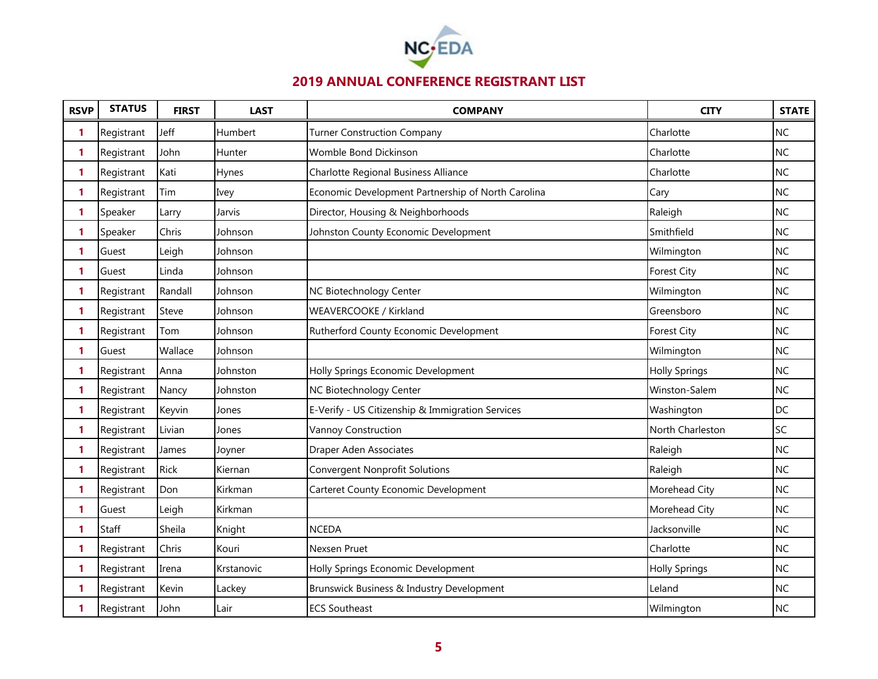## 2019 ANNUAL CONFERENCE REGISTRANT LIST

| RSVP | STATUS | FIRST | LAST | COMPANY | CITY | STATE |
|---|---|---|---|---|---|---|
| 1 | Registrant | Jeff | Humbert | Turner Construction Company | Charlotte | NC |
| 1 | Registrant | John | Hunter | Womble Bond Dickinson | Charlotte | NC |
| 1 | Registrant | Kati | Hynes | Charlotte Regional Business Alliance | Charlotte | NC |
| 1 | Registrant | Tim | Ivey | Economic Development Partnership of North Carolina | Cary | NC |
| 1 | Speaker | Larry | Jarvis | Director, Housing & Neighborhoods | Raleigh | NC |
| 1 | Speaker | Chris | Johnson | Johnston County Economic Development | Smithfield | NC |
| 1 | Guest | Leigh | Johnson | | Wilmington | NC |
| 1 | Guest | Linda | Johnson | | Forest City | NC |
| 1 | Registrant | Randall | Johnson | NC Biotechnology Center | Wilmington | NC |
| 1 | Registrant | Steve | Johnson | WEAVERCOOKE / Kirkland | Greensboro | NC |
| 1 | Registrant | Tom | Johnson | Rutherford County Economic Development | Forest City | NC |
| 1 | Guest | Wallace | Johnson | | Wilmington | NC |
| 1 | Registrant | Anna | Johnston | Holly Springs Economic Development | Holly Springs | NC |
| 1 | Registrant | Nancy | Johnston | NC Biotechnology Center | Winston-Salem | NC |
| 1 | Registrant | Keyvin | Jones | E-Verify - US Citizenship & Immigration Services | Washington | DC |
| 1 | Registrant | Livian | Jones | Vannoy Construction | North Charleston | SC |
| 1 | Registrant | James | Joyner | Draper Aden Associates | Raleigh | NC |
| 1 | Registrant | Rick | Kiernan | Convergent Nonprofit Solutions | Raleigh | NC |
| 1 | Registrant | Don | Kirkman | Carteret County Economic Development | Morehead City | NC |
| 1 | Guest | Leigh | Kirkman | | Morehead City | NC |
| 1 | Staff | Sheila | Knight | NCEDA | Jacksonville | NC |
| 1 | Registrant | Chris | Kouri | Nexsen Pruet | Charlotte | NC |
| 1 | Registrant | Irena | Krstanovic | Holly Springs Economic Development | Holly Springs | NC |
| 1 | Registrant | Kevin | Lackey | Brunswick Business & Industry Development | Leland | NC |
| 1 | Registrant | John | Lair | ECS Southeast | Wilmington | NC |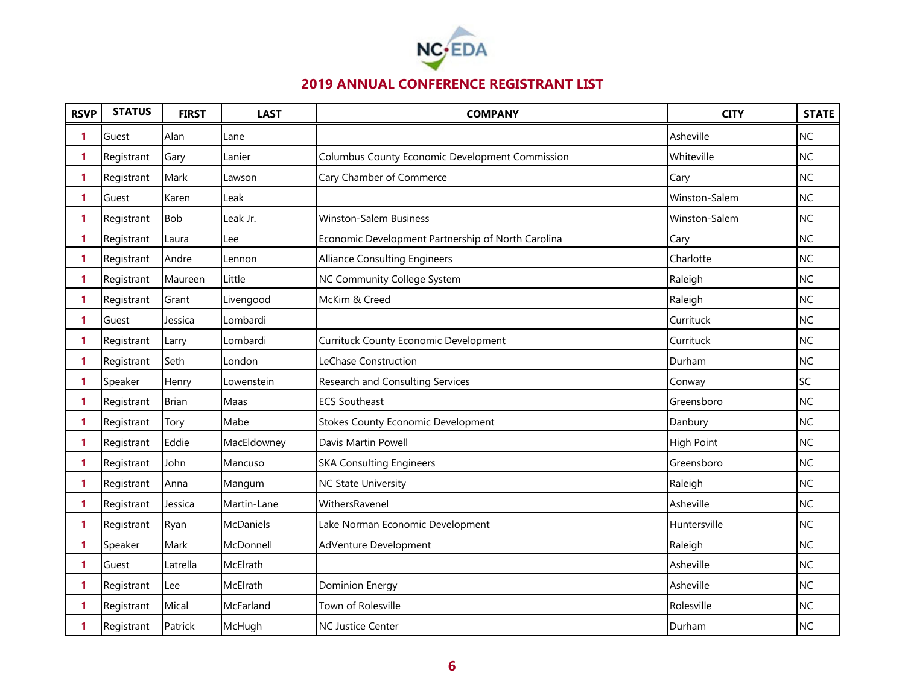## 2019 ANNUAL CONFERENCE REGISTRANT LIST

| RSVP | STATUS | FIRST | LAST | COMPANY | CITY | STATE |
|---|---|---|---|---|---|---|
| 1 | Guest | Alan | Lane | | Asheville | NC |
| 1 | Registrant | Gary | Lanier | Columbus County Economic Development Commission | Whiteville | NC |
| 1 | Registrant | Mark | Lawson | Cary Chamber of Commerce | Cary | NC |
| 1 | Guest | Karen | Leak | | Winston-Salem | NC |
| 1 | Registrant | Bob | Leak Jr. | Winston-Salem Business | Winston-Salem | NC |
| 1 | Registrant | Laura | Lee | Economic Development Partnership of North Carolina | Cary | NC |
| 1 | Registrant | Andre | Lennon | Alliance Consulting Engineers | Charlotte | NC |
| 1 | Registrant | Maureen | Little | NC Community College System | Raleigh | NC |
| 1 | Registrant | Grant | Livengood | McKim & Creed | Raleigh | NC |
| 1 | Guest | Jessica | Lombardi | | Currituck | NC |
| 1 | Registrant | Larry | Lombardi | Currituck County Economic Development | Currituck | NC |
| 1 | Registrant | Seth | London | LeChase Construction | Durham | NC |
| 1 | Speaker | Henry | Lowenstein | Research and Consulting Services | Conway | SC |
| 1 | Registrant | Brian | Maas | ECS Southeast | Greensboro | NC |
| 1 | Registrant | Tory | Mabe | Stokes County Economic Development | Danbury | NC |
| 1 | Registrant | Eddie | MacEldowney | Davis Martin Powell | High Point | NC |
| 1 | Registrant | John | Mancuso | SKA Consulting Engineers | Greensboro | NC |
| 1 | Registrant | Anna | Mangum | NC State University | Raleigh | NC |
| 1 | Registrant | Jessica | Martin-Lane | WithersRavenel | Asheville | NC |
| 1 | Registrant | Ryan | McDaniels | Lake Norman Economic Development | Huntersville | NC |
| 1 | Speaker | Mark | McDonnell | AdVenture Development | Raleigh | NC |
| 1 | Guest | Latrella | McElrath | | Asheville | NC |
| 1 | Registrant | Lee | McElrath | Dominion Energy | Asheville | NC |
| 1 | Registrant | Mical | McFarland | Town of Rolesville | Rolesville | NC |
| 1 | Registrant | Patrick | McHugh | NC Justice Center | Durham | NC |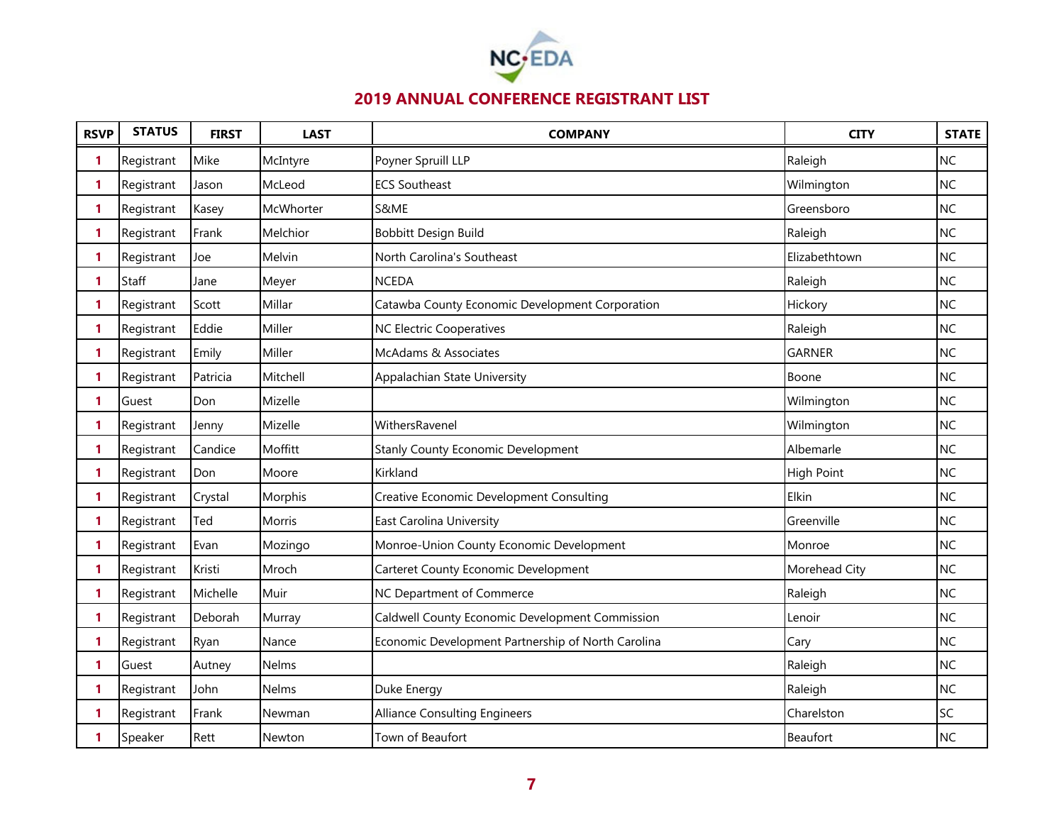# 2019 ANNUAL CONFERENCE REGISTRANT LIST

| RSVP | STATUS | FIRST | LAST | COMPANY | CITY | STATE |
|---|---|---|---|---|---|---|
| 1 | Registrant | Mike | McIntyre | Poyner Spruill LLP | Raleigh | NC |
| 1 | Registrant | Jason | McLeod | ECS Southeast | Wilmington | NC |
| 1 | Registrant | Kasey | McWhorter | S&ME | Greensboro | NC |
| 1 | Registrant | Frank | Melchior | Bobbitt Design Build | Raleigh | NC |
| 1 | Registrant | Joe | Melvin | North Carolina's Southeast | Elizabethtown | NC |
| 1 | Staff | Jane | Meyer | NCEDA | Raleigh | NC |
| 1 | Registrant | Scott | Millar | Catawba County Economic Development Corporation | Hickory | NC |
| 1 | Registrant | Eddie | Miller | NC Electric Cooperatives | Raleigh | NC |
| 1 | Registrant | Emily | Miller | McAdams & Associates | GARNER | NC |
| 1 | Registrant | Patricia | Mitchell | Appalachian State University | Boone | NC |
| 1 | Guest | Don | Mizelle | | Wilmington | NC |
| 1 | Registrant | Jenny | Mizelle | WithersRavenel | Wilmington | NC |
| 1 | Registrant | Candice | Moffitt | Stanly County Economic Development | Albemarle | NC |
| 1 | Registrant | Don | Moore | Kirkland | High Point | NC |
| 1 | Registrant | Crystal | Morphis | Creative Economic Development Consulting | Elkin | NC |
| 1 | Registrant | Ted | Morris | East Carolina University | Greenville | NC |
| 1 | Registrant | Evan | Mozingo | Monroe-Union County Economic Development | Monroe | NC |
| 1 | Registrant | Kristi | Mroch | Carteret County Economic Development | Morehead City | NC |
| 1 | Registrant | Michelle | Muir | NC Department of Commerce | Raleigh | NC |
| 1 | Registrant | Deborah | Murray | Caldwell County Economic Development Commission | Lenoir | NC |
| 1 | Registrant | Ryan | Nance | Economic Development Partnership of North Carolina | Cary | NC |
| 1 | Guest | Autney | Nelms | | Raleigh | NC |
| 1 | Registrant | John | Nelms | Duke Energy | Raleigh | NC |
| 1 | Registrant | Frank | Newman | Alliance Consulting Engineers | Charelston | SC |
| 1 | Speaker | Rett | Newton | Town of Beaufort | Beaufort | NC |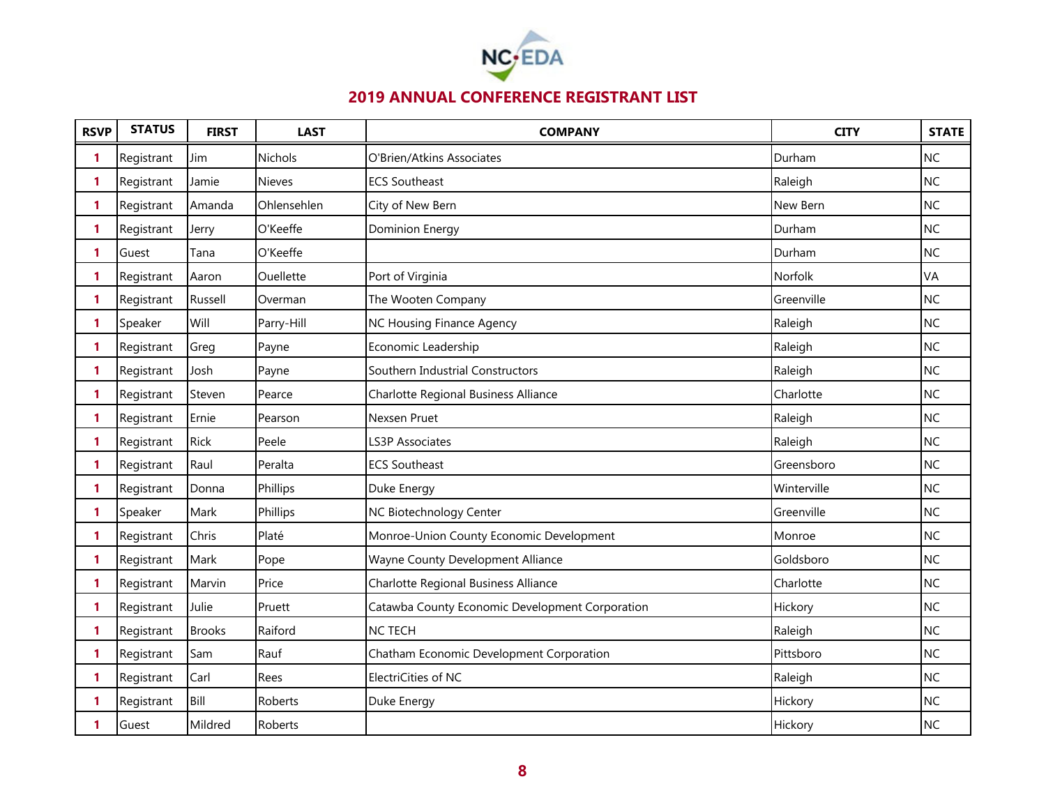## 2019 ANNUAL CONFERENCE REGISTRANT LIST

| RSVP | STATUS | FIRST | LAST | COMPANY | CITY | STATE |
|---|---|---|---|---|---|---|
| 1 | Registrant | Jim | Nichols | O'Brien/Atkins Associates | Durham | NC |
| 1 | Registrant | Jamie | Nieves | ECS Southeast | Raleigh | NC |
| 1 | Registrant | Amanda | Ohlensehlen | City of New Bern | New Bern | NC |
| 1 | Registrant | Jerry | O'Keeffe | Dominion Energy | Durham | NC |
| 1 | Guest | Tana | O'Keeffe | | Durham | NC |
| 1 | Registrant | Aaron | Ouellette | Port of Virginia | Norfolk | VA |
| 1 | Registrant | Russell | Overman | The Wooten Company | Greenville | NC |
| 1 | Speaker | Will | Parry-Hill | NC Housing Finance Agency | Raleigh | NC |
| 1 | Registrant | Greg | Payne | Economic Leadership | Raleigh | NC |
| 1 | Registrant | Josh | Payne | Southern Industrial Constructors | Raleigh | NC |
| 1 | Registrant | Steven | Pearce | Charlotte Regional Business Alliance | Charlotte | NC |
| 1 | Registrant | Ernie | Pearson | Nexsen Pruet | Raleigh | NC |
| 1 | Registrant | Rick | Peele | LS3P Associates | Raleigh | NC |
| 1 | Registrant | Raul | Peralta | ECS Southeast | Greensboro | NC |
| 1 | Registrant | Donna | Phillips | Duke Energy | Winterville | NC |
| 1 | Speaker | Mark | Phillips | NC Biotechnology Center | Greenville | NC |
| 1 | Registrant | Chris | Platé | Monroe-Union County Economic Development | Monroe | NC |
| 1 | Registrant | Mark | Pope | Wayne County Development Alliance | Goldsboro | NC |
| 1 | Registrant | Marvin | Price | Charlotte Regional Business Alliance | Charlotte | NC |
| 1 | Registrant | Julie | Pruett | Catawba County Economic Development Corporation | Hickory | NC |
| 1 | Registrant | Brooks | Raiford | NC TECH | Raleigh | NC |
| 1 | Registrant | Sam | Rauf | Chatham Economic Development Corporation | Pittsboro | NC |
| 1 | Registrant | Carl | Rees | ElectriCities of NC | Raleigh | NC |
| 1 | Registrant | Bill | Roberts | Duke Energy | Hickory | NC |
| 1 | Guest | Mildred | Roberts | | Hickory | NC |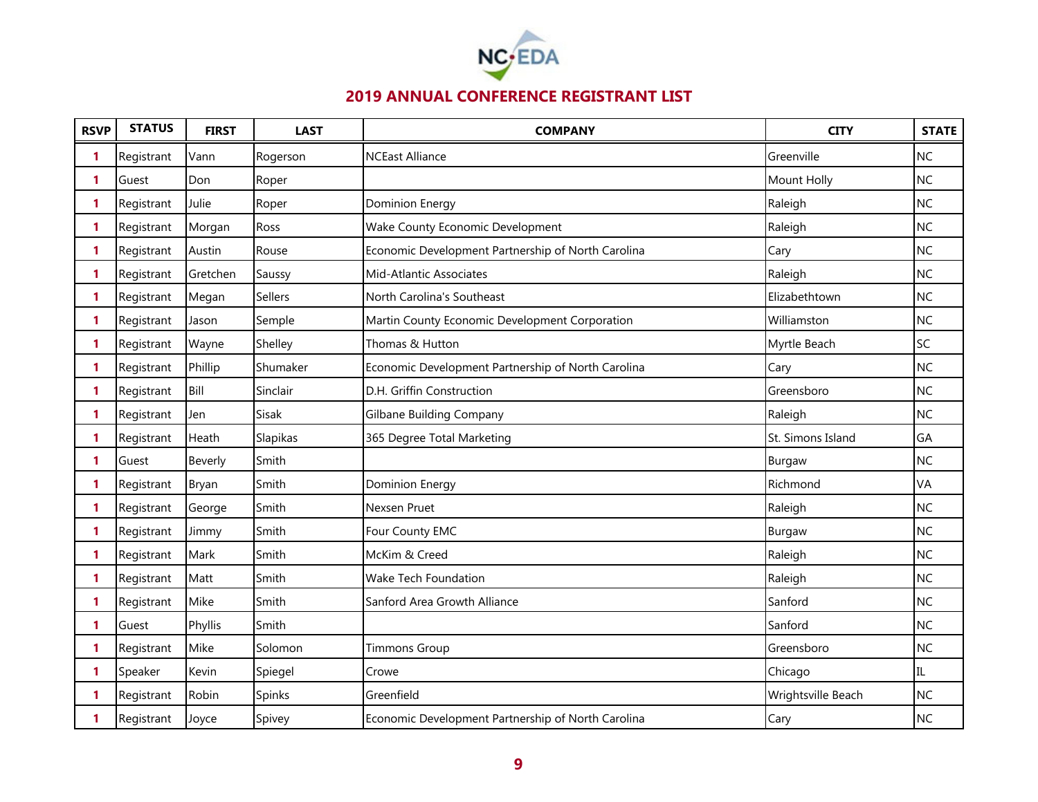## 2019 ANNUAL CONFERENCE REGISTRANT LIST

| RSVP | STATUS | FIRST | LAST | COMPANY | CITY | STATE |
|---|---|---|---|---|---|---|
| 1 | Registrant | Vann | Rogerson | NCEast Alliance | Greenville | NC |
| 1 | Guest | Don | Roper | | Mount Holly | NC |
| 1 | Registrant | Julie | Roper | Dominion Energy | Raleigh | NC |
| 1 | Registrant | Morgan | Ross | Wake County Economic Development | Raleigh | NC |
| 1 | Registrant | Austin | Rouse | Economic Development Partnership of North Carolina | Cary | NC |
| 1 | Registrant | Gretchen | Saussy | Mid-Atlantic Associates | Raleigh | NC |
| 1 | Registrant | Megan | Sellers | North Carolina's Southeast | Elizabethtown | NC |
| 1 | Registrant | Jason | Semple | Martin County Economic Development Corporation | Williamston | NC |
| 1 | Registrant | Wayne | Shelley | Thomas & Hutton | Myrtle Beach | SC |
| 1 | Registrant | Phillip | Shumaker | Economic Development Partnership of North Carolina | Cary | NC |
| 1 | Registrant | Bill | Sinclair | D.H. Griffin Construction | Greensboro | NC |
| 1 | Registrant | Jen | Sisak | Gilbane Building Company | Raleigh | NC |
| 1 | Registrant | Heath | Slapikas | 365 Degree Total Marketing | St. Simons Island | GA |
| 1 | Guest | Beverly | Smith | | Burgaw | NC |
| 1 | Registrant | Bryan | Smith | Dominion Energy | Richmond | VA |
| 1 | Registrant | George | Smith | Nexsen Pruet | Raleigh | NC |
| 1 | Registrant | Jimmy | Smith | Four County EMC | Burgaw | NC |
| 1 | Registrant | Mark | Smith | McKim & Creed | Raleigh | NC |
| 1 | Registrant | Matt | Smith | Wake Tech Foundation | Raleigh | NC |
| 1 | Registrant | Mike | Smith | Sanford Area Growth Alliance | Sanford | NC |
| 1 | Guest | Phyllis | Smith | | Sanford | NC |
| 1 | Registrant | Mike | Solomon | Timmons Group | Greensboro | NC |
| 1 | Speaker | Kevin | Spiegel | Crowe | Chicago | IL |
| 1 | Registrant | Robin | Spinks | Greenfield | Wrightsville Beach | NC |
| 1 | Registrant | Joyce | Spivey | Economic Development Partnership of North Carolina | Cary | NC |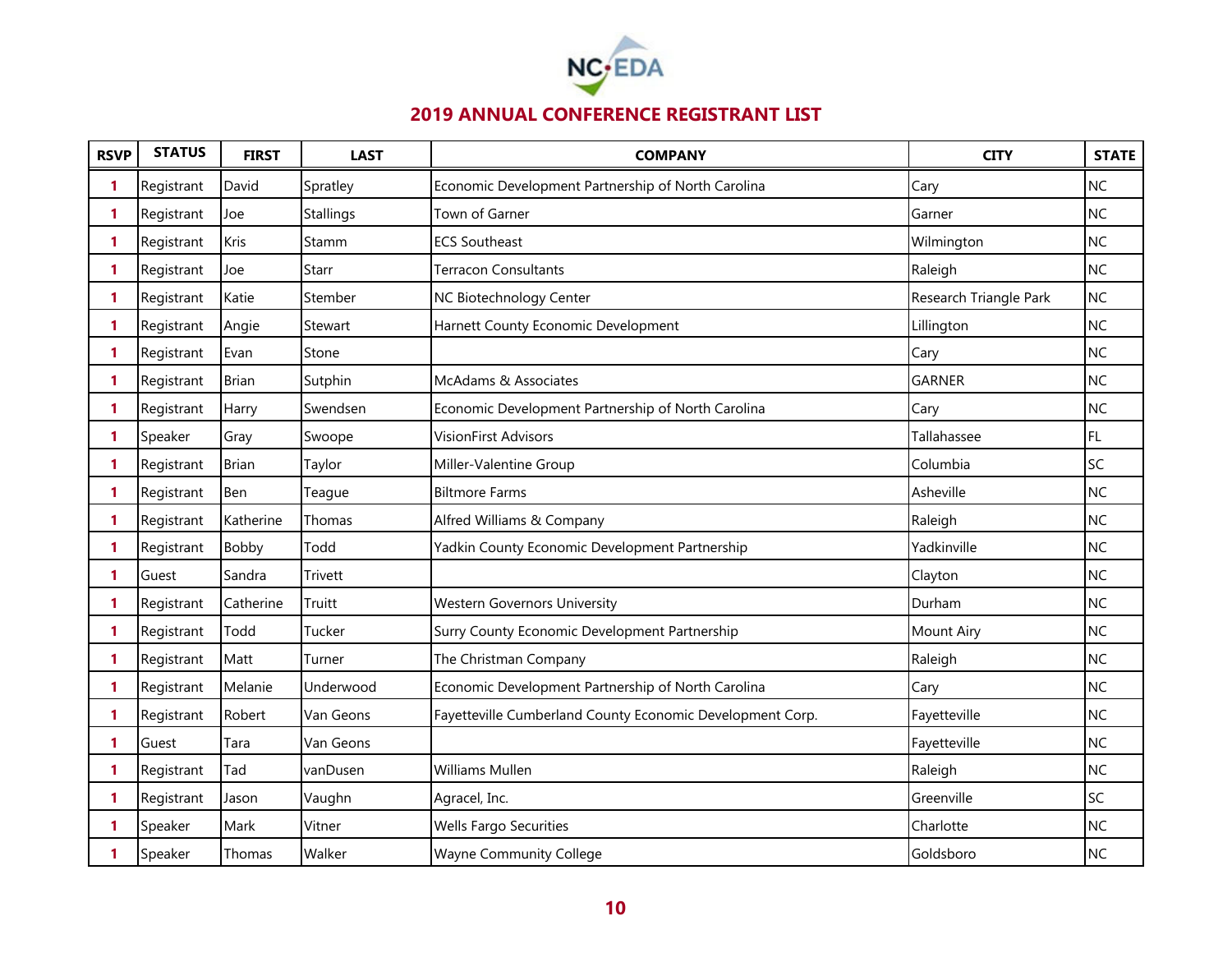## 2019 ANNUAL CONFERENCE REGISTRANT LIST

| RSVP | STATUS | FIRST | LAST | COMPANY | CITY | STATE |
|---|---|---|---|---|---|---|
| 1 | Registrant | David | Spratley | Economic Development Partnership of North Carolina | Cary | NC |
| 1 | Registrant | Joe | Stallings | Town of Garner | Garner | NC |
| 1 | Registrant | Kris | Stamm | ECS Southeast | Wilmington | NC |
| 1 | Registrant | Joe | Starr | Terracon Consultants | Raleigh | NC |
| 1 | Registrant | Katie | Stember | NC Biotechnology Center | Research Triangle Park | NC |
| 1 | Registrant | Angie | Stewart | Harnett County Economic Development | Lillington | NC |
| 1 | Registrant | Evan | Stone | | Cary | NC |
| 1 | Registrant | Brian | Sutphin | McAdams & Associates | GARNER | NC |
| 1 | Registrant | Harry | Swendsen | Economic Development Partnership of North Carolina | Cary | NC |
| 1 | Speaker | Gray | Swoope | VisionFirst Advisors | Tallahassee | FL |
| 1 | Registrant | Brian | Taylor | Miller-Valentine Group | Columbia | SC |
| 1 | Registrant | Ben | Teague | Biltmore Farms | Asheville | NC |
| 1 | Registrant | Katherine | Thomas | Alfred Williams & Company | Raleigh | NC |
| 1 | Registrant | Bobby | Todd | Yadkin County Economic Development Partnership | Yadkinville | NC |
| 1 | Guest | Sandra | Trivett | | Clayton | NC |
| 1 | Registrant | Catherine | Truitt | Western Governors University | Durham | NC |
| 1 | Registrant | Todd | Tucker | Surry County Economic Development Partnership | Mount Airy | NC |
| 1 | Registrant | Matt | Turner | The Christman Company | Raleigh | NC |
| 1 | Registrant | Melanie | Underwood | Economic Development Partnership of North Carolina | Cary | NC |
| 1 | Registrant | Robert | Van Geons | Fayetteville Cumberland County Economic Development Corp. | Fayetteville | NC |
| 1 | Guest | Tara | Van Geons | | Fayetteville | NC |
| 1 | Registrant | Tad | vanDusen | Williams Mullen | Raleigh | NC |
| 1 | Registrant | Jason | Vaughn | Agracel, Inc. | Greenville | SC |
| 1 | Speaker | Mark | Vitner | Wells Fargo Securities | Charlotte | NC |
| 1 | Speaker | Thomas | Walker | Wayne Community College | Goldsboro | NC |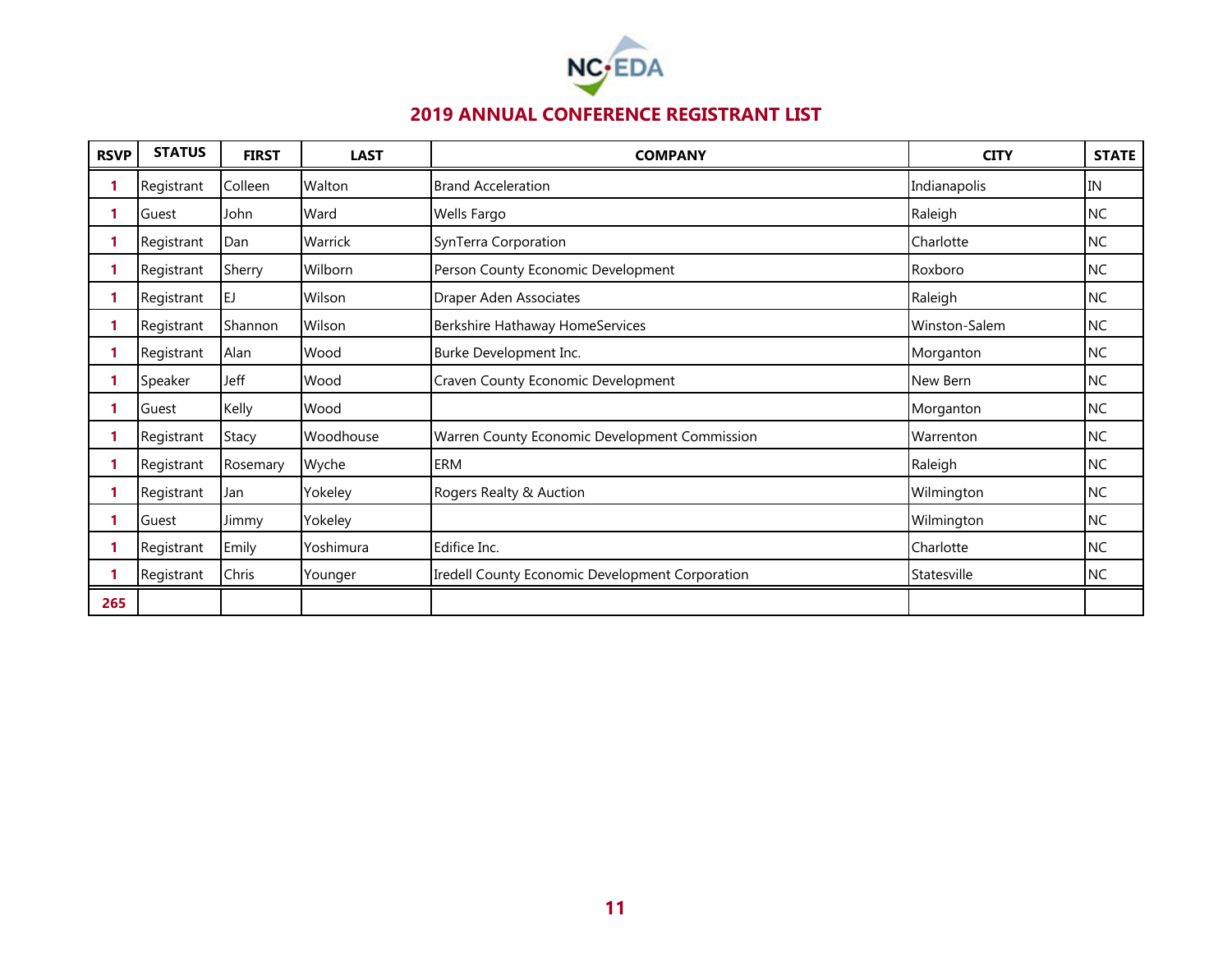## 2019 ANNUAL CONFERENCE REGISTRANT LIST

| RSVP | STATUS | FIRST | LAST | COMPANY | CITY | STATE |
|---|---|---|---|---|---|---|
| 1 | Registrant | Colleen | Walton | Brand Acceleration | Indianapolis | IN |
| 1 | Guest | John | Ward | Wells Fargo | Raleigh | NC |
| 1 | Registrant | Dan | Warrick | SynTerra Corporation | Charlotte | NC |
| 1 | Registrant | Sherry | Wilborn | Person County Economic Development | Roxboro | NC |
| 1 | Registrant | EJ | Wilson | Draper Aden Associates | Raleigh | NC |
| 1 | Registrant | Shannon | Wilson | Berkshire Hathaway HomeServices | Winston-Salem | NC |
| 1 | Registrant | Alan | Wood | Burke Development Inc. | Morganton | NC |
| 1 | Speaker | Jeff | Wood | Craven County Economic Development | New Bern | NC |
| 1 | Guest | Kelly | Wood | | Morganton | NC |
| 1 | Registrant | Stacy | Woodhouse | Warren County Economic Development Commission | Warrenton | NC |
| 1 | Registrant | Rosemary | Wyche | ERM | Raleigh | NC |
| 1 | Registrant | Jan | Yokeley | Rogers Realty & Auction | Wilmington | NC |
| 1 | Guest | Jimmy | Yokeley | | Wilmington | NC |
| 1 | Registrant | Emily | Yoshimura | Edifice Inc. | Charlotte | NC |
| 1 | Registrant | Chris | Younger | Iredell County Economic Development Corporation | Statesville | NC |
| 265 | | | | | | |